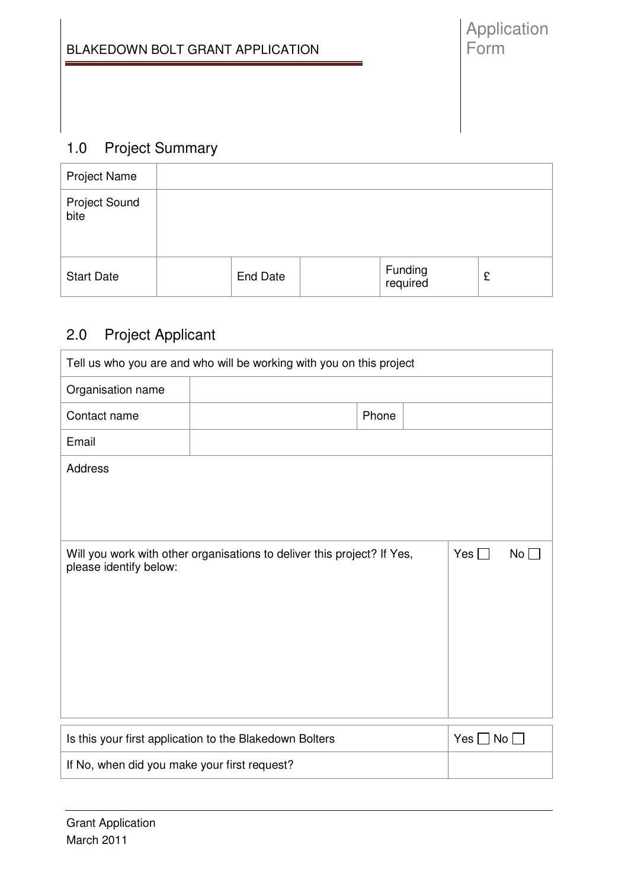BLAKEDOWN BOLT GRANT APPLICATION

Application Form

## 1.0 Project Summary

| Project Name | | | | | |
|---|---|---|---|---|---|
| Project Sound bite | | | | | |
| Start Date | | End Date | | Funding required | £ |

## 2.0 Project Applicant

| Tell us who you are and who will be working with you on this project | | | |
|---|---|---|---|
| Organisation name | | | |
| Contact name | | Phone | |
| Email | | | |
| Address | | | |
| Will you work with other organisations to deliver this project? If Yes, please identify below: | | | Yes ☐ No ☐ |

| Is this your first application to the Blakedown Bolters | Yes ☐ No ☐ |
|---|---|
| If No, when did you make your first request? | |

Grant Application
March 2011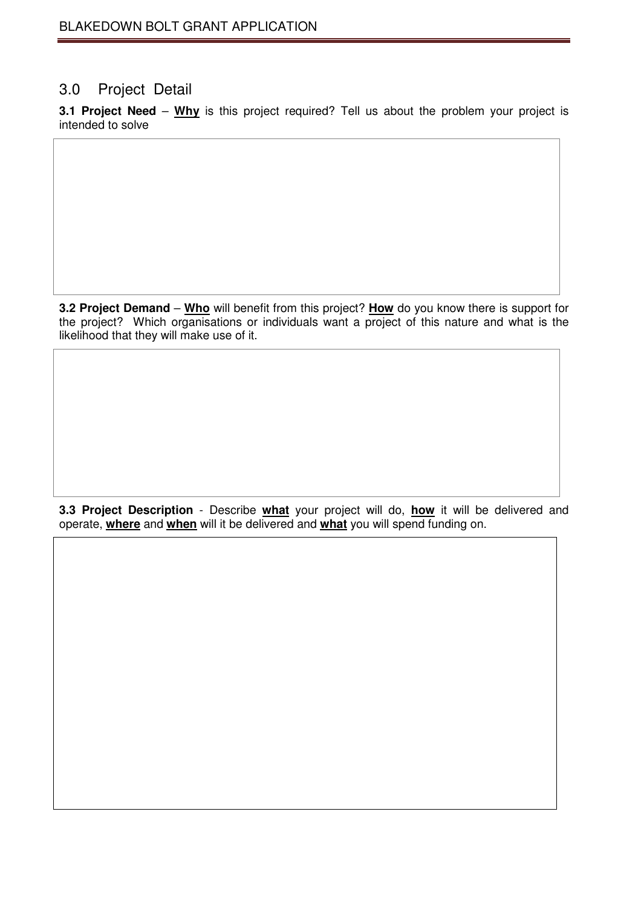## 3.0 Project Detail

**3.1 Project Need** – **Why** is this project required? Tell us about the problem your project is intended to solve

**3.2 Project Demand** – **Who** will benefit from this project? **How** do you know there is support for the project? Which organisations or individuals want a project of this nature and what is the likelihood that they will make use of it.

**3.3 Project Description** - Describe **what** your project will do, **how** it will be delivered and operate, **where** and **when** will it be delivered and **what** you will spend funding on.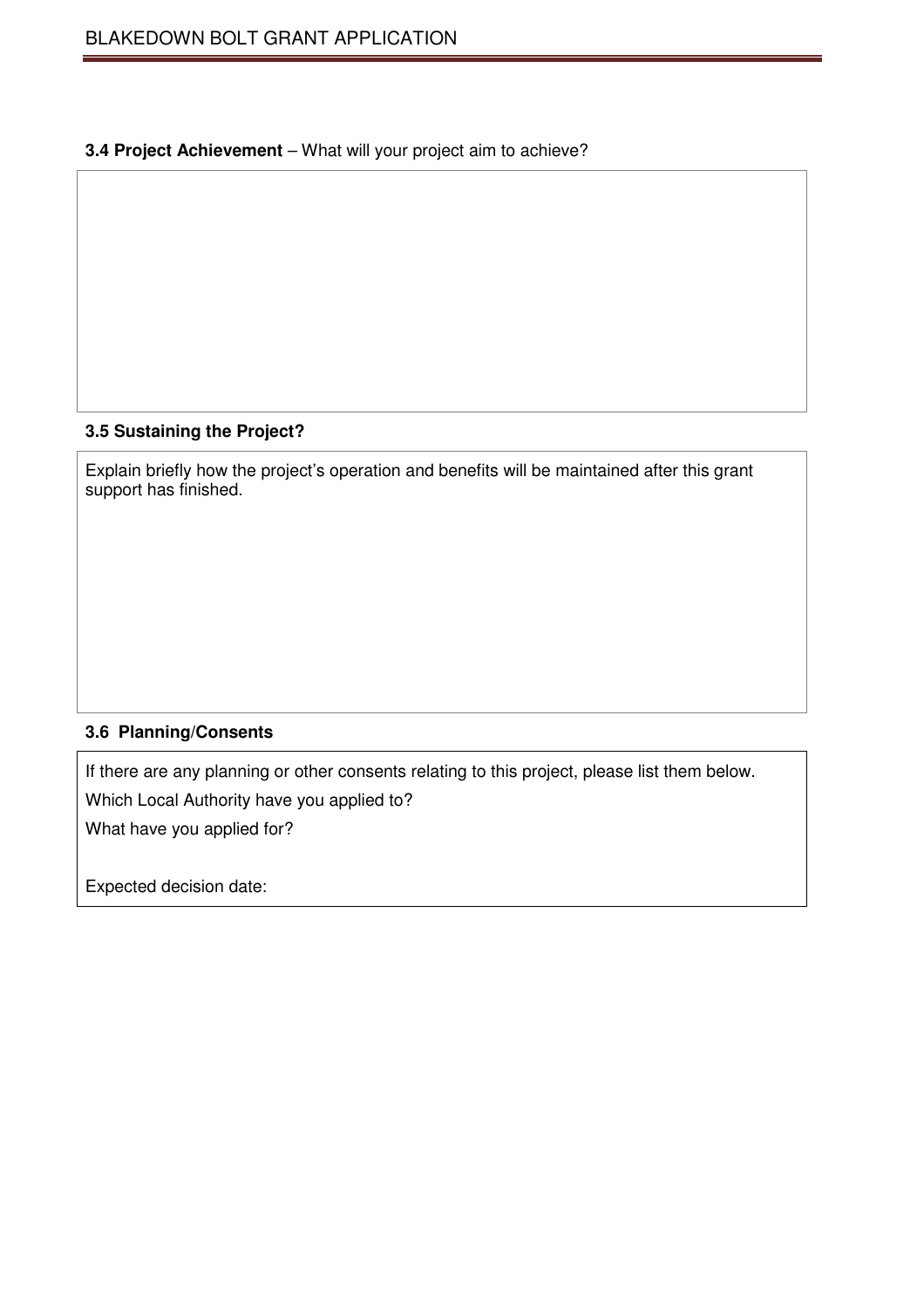**3.4 Project Achievement** – What will your project aim to achieve?

**3.5 Sustaining the Project?**

Explain briefly how the project's operation and benefits will be maintained after this grant support has finished.

**3.6 Planning/Consents**

If there are any planning or other consents relating to this project, please list them below.

Which Local Authority have you applied to?

What have you applied for?

Expected decision date: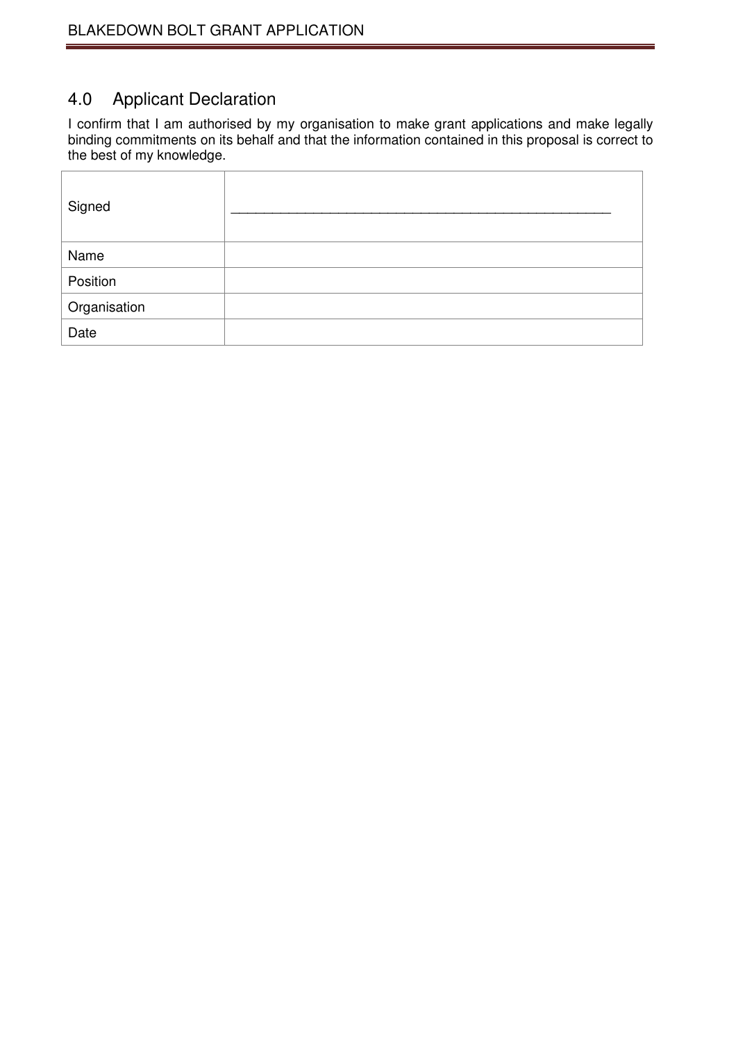## 4.0 Applicant Declaration

I confirm that I am authorised by my organisation to make grant applications and make legally binding commitments on its behalf and that the information contained in this proposal is correct to the best of my knowledge.

| | |
|---|---|
| Signed | _______________________________________________ |
| Name | |
| Position | |
| Organisation | |
| Date | |